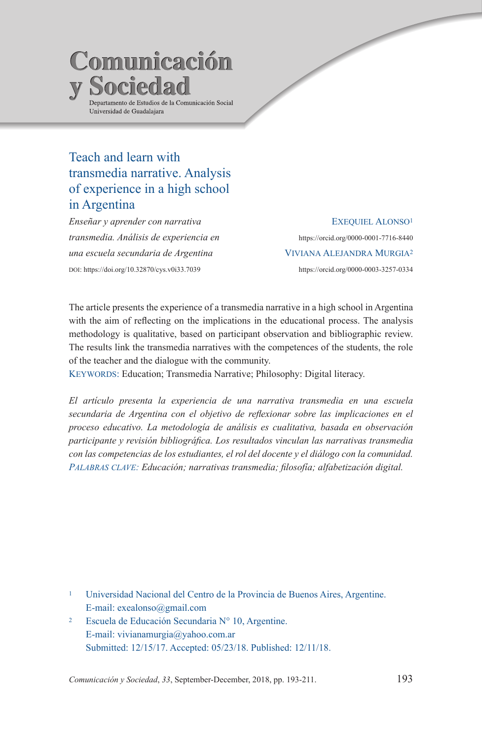# Teach and learn with transmedia narrative. Analysis of experience in a high school in Argentina

*Enseñar y aprender con narrativa transmedia. Análisis de experiencia en una escuela secundaria de Argentina*

DOI: https://doi.org/10.32870/cys.v0i33.7039

EXEQUIEL ALONSO[1]
https://orcid.org/0000-0001-7716-8440

VIVIANA ALEJANDRA MURGIA[2]
https://orcid.org/0000-0003-3257-0334

The article presents the experience of a transmedia narrative in a high school in Argentina with the aim of reflecting on the implications in the educational process. The analysis methodology is qualitative, based on participant observation and bibliographic review. The results link the transmedia narratives with the competences of the students, the role of the teacher and the dialogue with the community.

KEYWORDS: Education; Transmedia Narrative; Philosophy: Digital literacy.

*El artículo presenta la experiencia de una narrativa transmedia en una escuela secundaria de Argentina con el objetivo de reflexionar sobre las implicaciones en el proceso educativo. La metodología de análisis es cualitativa, basada en observación participante y revisión bibliográfica. Los resultados vinculan las narrativas transmedia con las competencias de los estudiantes, el rol del docente y el diálogo con la comunidad.*

*PALABRAS CLAVE: Educación; narrativas transmedia; filosofía; alfabetización digital.*

---

[1] Universidad Nacional del Centro de la Provincia de Buenos Aires, Argentine.
E-mail: exealonso@gmail.com

[2] Escuela de Educación Secundaria N° 10, Argentine.
E-mail: vivianamurgia@yahoo.com.ar

Submitted: 12/15/17. Accepted: 05/23/18. Published: 12/11/18.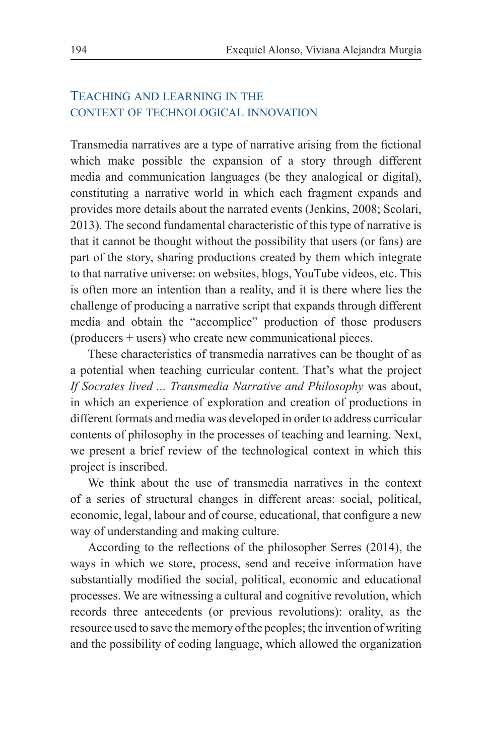## Teaching and Learning in the Context of Technological Innovation

Transmedia narratives are a type of narrative arising from the fictional which make possible the expansion of a story through different media and communication languages (be they analogical or digital), constituting a narrative world in which each fragment expands and provides more details about the narrated events (Jenkins, 2008; Scolari, 2013). The second fundamental characteristic of this type of narrative is that it cannot be thought without the possibility that users (or fans) are part of the story, sharing productions created by them which integrate to that narrative universe: on websites, blogs, YouTube videos, etc. This is often more an intention than a reality, and it is there where lies the challenge of producing a narrative script that expands through different media and obtain the "accomplice" production of those produsers (producers + users) who create new communicational pieces.

These characteristics of transmedia narratives can be thought of as a potential when teaching curricular content. That's what the project *If Socrates lived ... Transmedia Narrative and Philosophy* was about, in which an experience of exploration and creation of productions in different formats and media was developed in order to address curricular contents of philosophy in the processes of teaching and learning. Next, we present a brief review of the technological context in which this project is inscribed.

We think about the use of transmedia narratives in the context of a series of structural changes in different areas: social, political, economic, legal, labour and of course, educational, that configure a new way of understanding and making culture.

According to the reflections of the philosopher Serres (2014), the ways in which we store, process, send and receive information have substantially modified the social, political, economic and educational processes. We are witnessing a cultural and cognitive revolution, which records three antecedents (or previous revolutions): orality, as the resource used to save the memory of the peoples; the invention of writing and the possibility of coding language, which allowed the organization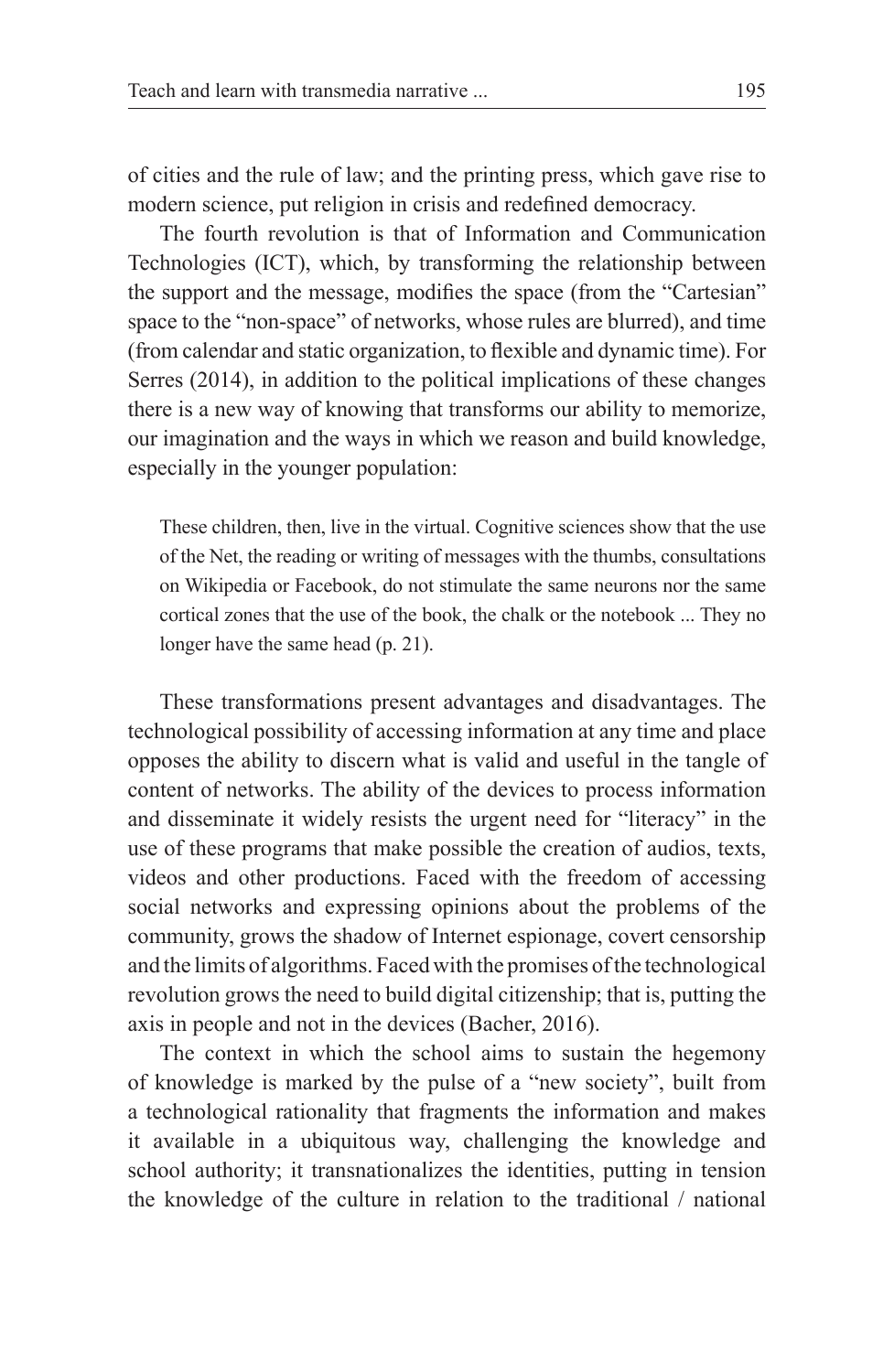of cities and the rule of law; and the printing press, which gave rise to modern science, put religion in crisis and redefined democracy.

The fourth revolution is that of Information and Communication Technologies (ICT), which, by transforming the relationship between the support and the message, modifies the space (from the "Cartesian" space to the "non-space" of networks, whose rules are blurred), and time (from calendar and static organization, to flexible and dynamic time). For Serres (2014), in addition to the political implications of these changes there is a new way of knowing that transforms our ability to memorize, our imagination and the ways in which we reason and build knowledge, especially in the younger population:

> These children, then, live in the virtual. Cognitive sciences show that the use of the Net, the reading or writing of messages with the thumbs, consultations on Wikipedia or Facebook, do not stimulate the same neurons nor the same cortical zones that the use of the book, the chalk or the notebook ... They no longer have the same head (p. 21).

These transformations present advantages and disadvantages. The technological possibility of accessing information at any time and place opposes the ability to discern what is valid and useful in the tangle of content of networks. The ability of the devices to process information and disseminate it widely resists the urgent need for "literacy" in the use of these programs that make possible the creation of audios, texts, videos and other productions. Faced with the freedom of accessing social networks and expressing opinions about the problems of the community, grows the shadow of Internet espionage, covert censorship and the limits of algorithms. Faced with the promises of the technological revolution grows the need to build digital citizenship; that is, putting the axis in people and not in the devices (Bacher, 2016).

The context in which the school aims to sustain the hegemony of knowledge is marked by the pulse of a "new society", built from a technological rationality that fragments the information and makes it available in a ubiquitous way, challenging the knowledge and school authority; it transnationalizes the identities, putting in tension the knowledge of the culture in relation to the traditional / national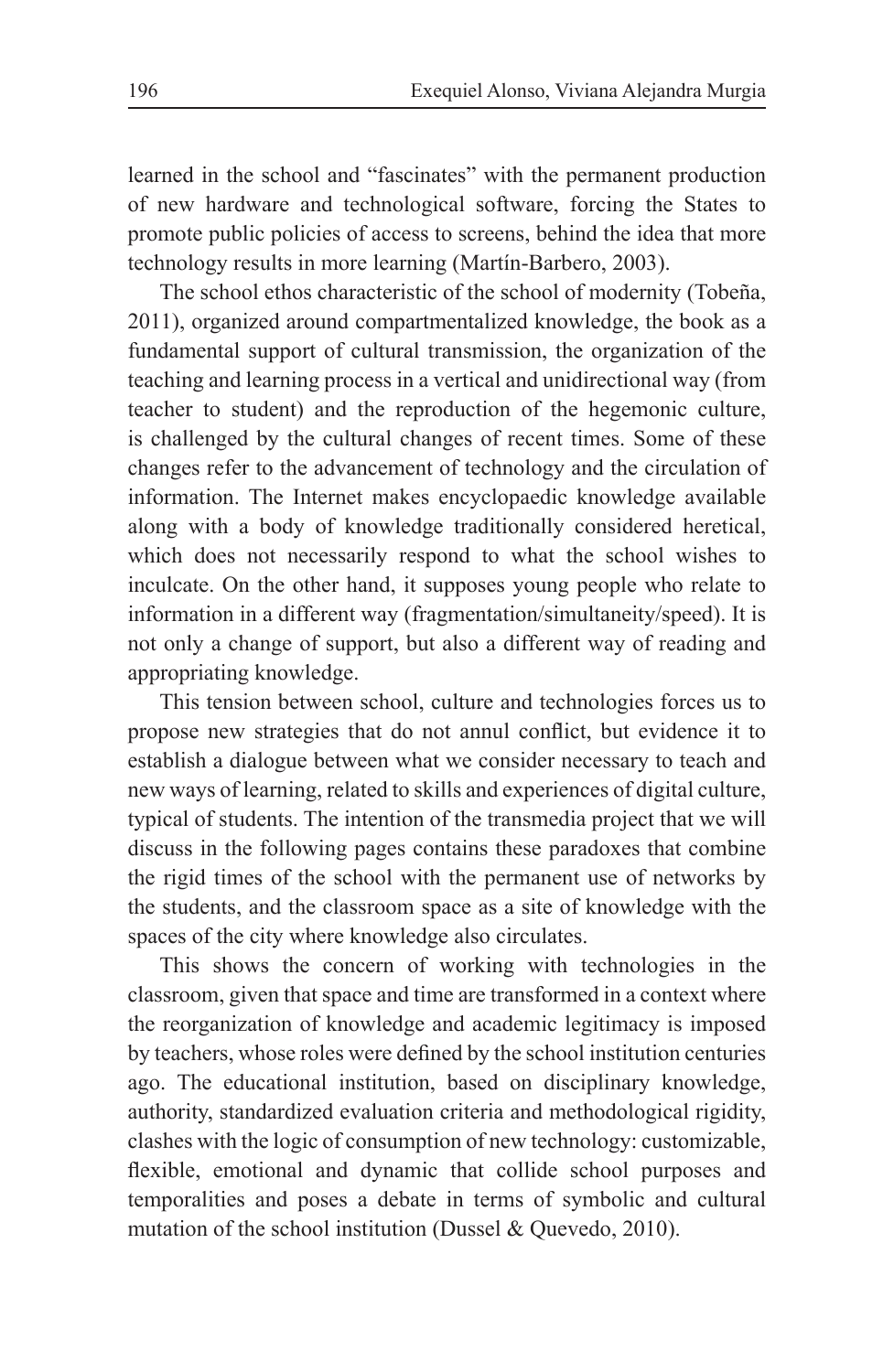learned in the school and "fascinates" with the permanent production of new hardware and technological software, forcing the States to promote public policies of access to screens, behind the idea that more technology results in more learning (Martín-Barbero, 2003).

The school ethos characteristic of the school of modernity (Tobeña, 2011), organized around compartmentalized knowledge, the book as a fundamental support of cultural transmission, the organization of the teaching and learning process in a vertical and unidirectional way (from teacher to student) and the reproduction of the hegemonic culture, is challenged by the cultural changes of recent times. Some of these changes refer to the advancement of technology and the circulation of information. The Internet makes encyclopaedic knowledge available along with a body of knowledge traditionally considered heretical, which does not necessarily respond to what the school wishes to inculcate. On the other hand, it supposes young people who relate to information in a different way (fragmentation/simultaneity/speed). It is not only a change of support, but also a different way of reading and appropriating knowledge.

This tension between school, culture and technologies forces us to propose new strategies that do not annul conflict, but evidence it to establish a dialogue between what we consider necessary to teach and new ways of learning, related to skills and experiences of digital culture, typical of students. The intention of the transmedia project that we will discuss in the following pages contains these paradoxes that combine the rigid times of the school with the permanent use of networks by the students, and the classroom space as a site of knowledge with the spaces of the city where knowledge also circulates.

This shows the concern of working with technologies in the classroom, given that space and time are transformed in a context where the reorganization of knowledge and academic legitimacy is imposed by teachers, whose roles were defined by the school institution centuries ago. The educational institution, based on disciplinary knowledge, authority, standardized evaluation criteria and methodological rigidity, clashes with the logic of consumption of new technology: customizable, flexible, emotional and dynamic that collide school purposes and temporalities and poses a debate in terms of symbolic and cultural mutation of the school institution (Dussel & Quevedo, 2010).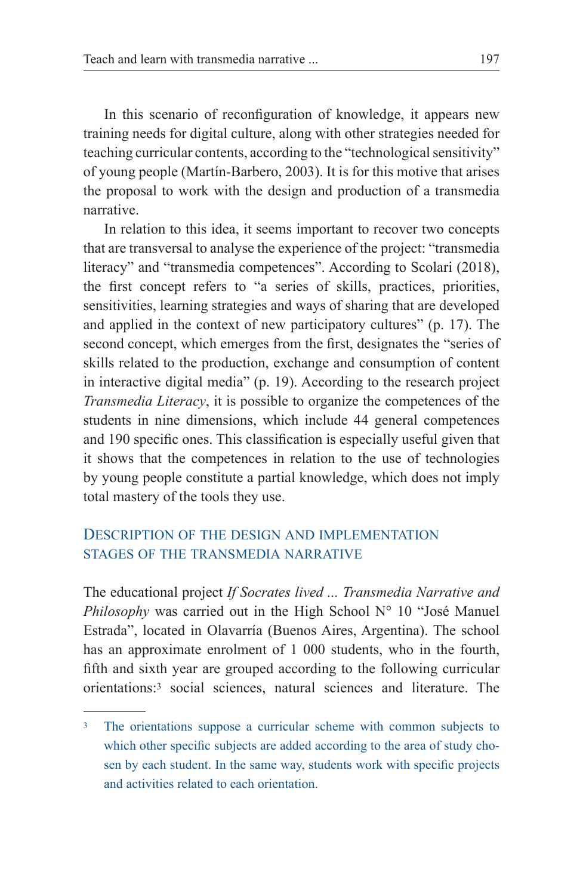In this scenario of reconfiguration of knowledge, it appears new training needs for digital culture, along with other strategies needed for teaching curricular contents, according to the "technological sensitivity" of young people (Martín-Barbero, 2003). It is for this motive that arises the proposal to work with the design and production of a transmedia narrative.

In relation to this idea, it seems important to recover two concepts that are transversal to analyse the experience of the project: "transmedia literacy" and "transmedia competences". According to Scolari (2018), the first concept refers to "a series of skills, practices, priorities, sensitivities, learning strategies and ways of sharing that are developed and applied in the context of new participatory cultures" (p. 17). The second concept, which emerges from the first, designates the "series of skills related to the production, exchange and consumption of content in interactive digital media" (p. 19). According to the research project *Transmedia Literacy*, it is possible to organize the competences of the students in nine dimensions, which include 44 general competences and 190 specific ones. This classification is especially useful given that it shows that the competences in relation to the use of technologies by young people constitute a partial knowledge, which does not imply total mastery of the tools they use.

## Description of the design and implementation stages of the transmedia narrative

The educational project *If Socrates lived ... Transmedia Narrative and Philosophy* was carried out in the High School N° 10 "José Manuel Estrada", located in Olavarría (Buenos Aires, Argentina). The school has an approximate enrolment of 1 000 students, who in the fourth, fifth and sixth year are grouped according to the following curricular orientations:[3] social sciences, natural sciences and literature. The

[3] The orientations suppose a curricular scheme with common subjects to which other specific subjects are added according to the area of study chosen by each student. In the same way, students work with specific projects and activities related to each orientation.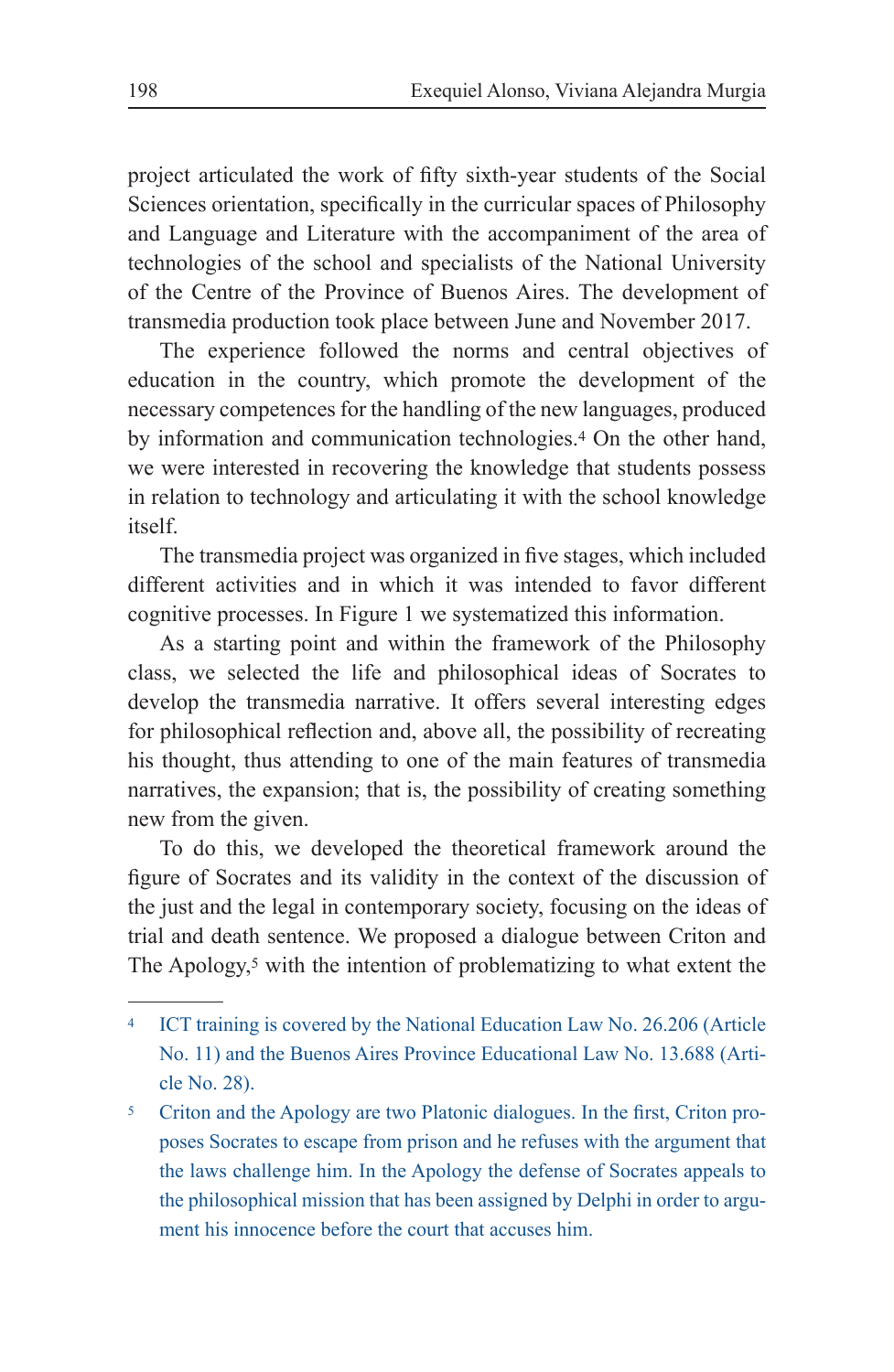project articulated the work of fifty sixth-year students of the Social Sciences orientation, specifically in the curricular spaces of Philosophy and Language and Literature with the accompaniment of the area of technologies of the school and specialists of the National University of the Centre of the Province of Buenos Aires. The development of transmedia production took place between June and November 2017.

The experience followed the norms and central objectives of education in the country, which promote the development of the necessary competences for the handling of the new languages, produced by information and communication technologies.[4] On the other hand, we were interested in recovering the knowledge that students possess in relation to technology and articulating it with the school knowledge itself.

The transmedia project was organized in five stages, which included different activities and in which it was intended to favor different cognitive processes. In Figure 1 we systematized this information.

As a starting point and within the framework of the Philosophy class, we selected the life and philosophical ideas of Socrates to develop the transmedia narrative. It offers several interesting edges for philosophical reflection and, above all, the possibility of recreating his thought, thus attending to one of the main features of transmedia narratives, the expansion; that is, the possibility of creating something new from the given.

To do this, we developed the theoretical framework around the figure of Socrates and its validity in the context of the discussion of the just and the legal in contemporary society, focusing on the ideas of trial and death sentence. We proposed a dialogue between Criton and The Apology,[5] with the intention of problematizing to what extent the

---

[4] ICT training is covered by the National Education Law No. 26.206 (Article No. 11) and the Buenos Aires Province Educational Law No. 13.688 (Article No. 28).

[5] Criton and the Apology are two Platonic dialogues. In the first, Criton proposes Socrates to escape from prison and he refuses with the argument that the laws challenge him. In the Apology the defense of Socrates appeals to the philosophical mission that has been assigned by Delphi in order to argument his innocence before the court that accuses him.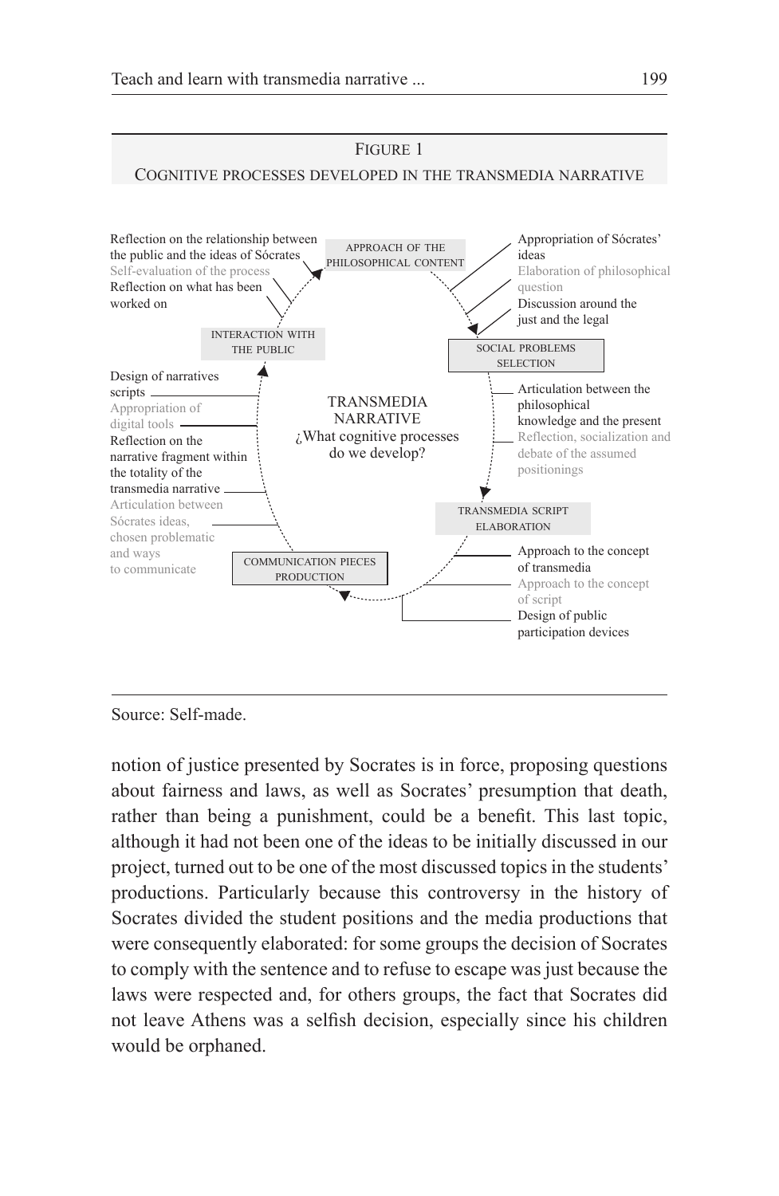FIGURE 1

COGNITIVE PROCESSES DEVELOPED IN THE TRANSMEDIA NARRATIVE

TRANSMEDIA NARRATIVE
¿What cognitive processes do we develop?

APPROACH OF THE PHILOSOPHICAL CONTENT
- Appropriation of Sócrates' ideas
- Elaboration of philosophical question
- Discussion around the just and the legal

SOCIAL PROBLEMS SELECTION
- Articulation between the philosophical knowledge and the present
- Reflection, socialization and debate of the assumed positionings

TRANSMEDIA SCRIPT ELABORATION
- Approach to the concept of transmedia
- Approach to the concept of script
- Design of public participation devices

COMMUNICATION PIECES PRODUCTION
- Design of narratives scripts
- Appropriation of digital tools
- Reflection on the narrative fragment within the totality of the transmedia narrative
- Articulation between Sócrates ideas, chosen problematic and ways to communicate

INTERACTION WITH THE PUBLIC
- Reflection on the relationship between the public and the ideas of Sócrates
- Self-evaluation of the process
- Reflection on what has been worked on

Source: Self-made.

notion of justice presented by Socrates is in force, proposing questions about fairness and laws, as well as Socrates' presumption that death, rather than being a punishment, could be a benefit. This last topic, although it had not been one of the ideas to be initially discussed in our project, turned out to be one of the most discussed topics in the students' productions. Particularly because this controversy in the history of Socrates divided the student positions and the media productions that were consequently elaborated: for some groups the decision of Socrates to comply with the sentence and to refuse to escape was just because the laws were respected and, for others groups, the fact that Socrates did not leave Athens was a selfish decision, especially since his children would be orphaned.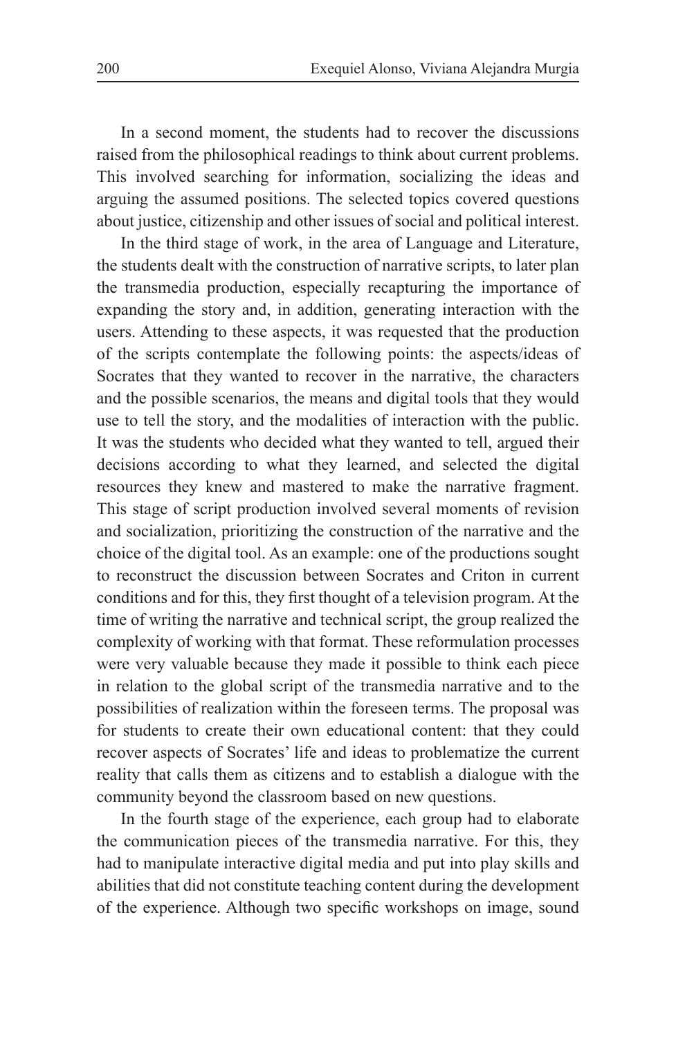In a second moment, the students had to recover the discussions raised from the philosophical readings to think about current problems. This involved searching for information, socializing the ideas and arguing the assumed positions. The selected topics covered questions about justice, citizenship and other issues of social and political interest.

In the third stage of work, in the area of Language and Literature, the students dealt with the construction of narrative scripts, to later plan the transmedia production, especially recapturing the importance of expanding the story and, in addition, generating interaction with the users. Attending to these aspects, it was requested that the production of the scripts contemplate the following points: the aspects/ideas of Socrates that they wanted to recover in the narrative, the characters and the possible scenarios, the means and digital tools that they would use to tell the story, and the modalities of interaction with the public. It was the students who decided what they wanted to tell, argued their decisions according to what they learned, and selected the digital resources they knew and mastered to make the narrative fragment. This stage of script production involved several moments of revision and socialization, prioritizing the construction of the narrative and the choice of the digital tool. As an example: one of the productions sought to reconstruct the discussion between Socrates and Criton in current conditions and for this, they first thought of a television program. At the time of writing the narrative and technical script, the group realized the complexity of working with that format. These reformulation processes were very valuable because they made it possible to think each piece in relation to the global script of the transmedia narrative and to the possibilities of realization within the foreseen terms. The proposal was for students to create their own educational content: that they could recover aspects of Socrates' life and ideas to problematize the current reality that calls them as citizens and to establish a dialogue with the community beyond the classroom based on new questions.

In the fourth stage of the experience, each group had to elaborate the communication pieces of the transmedia narrative. For this, they had to manipulate interactive digital media and put into play skills and abilities that did not constitute teaching content during the development of the experience. Although two specific workshops on image, sound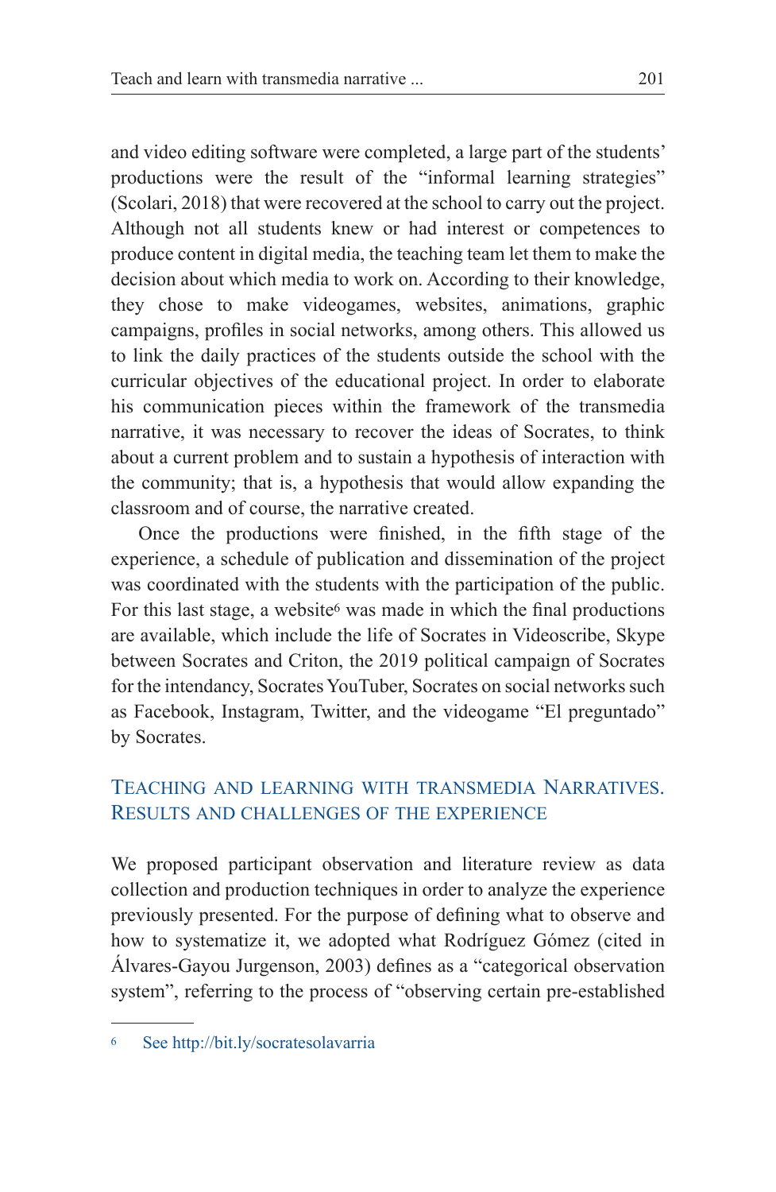and video editing software were completed, a large part of the students' productions were the result of the "informal learning strategies" (Scolari, 2018) that were recovered at the school to carry out the project. Although not all students knew or had interest or competences to produce content in digital media, the teaching team let them to make the decision about which media to work on. According to their knowledge, they chose to make videogames, websites, animations, graphic campaigns, profiles in social networks, among others. This allowed us to link the daily practices of the students outside the school with the curricular objectives of the educational project. In order to elaborate his communication pieces within the framework of the transmedia narrative, it was necessary to recover the ideas of Socrates, to think about a current problem and to sustain a hypothesis of interaction with the community; that is, a hypothesis that would allow expanding the classroom and of course, the narrative created.

Once the productions were finished, in the fifth stage of the experience, a schedule of publication and dissemination of the project was coordinated with the students with the participation of the public. For this last stage, a website[6] was made in which the final productions are available, which include the life of Socrates in Videoscribe, Skype between Socrates and Criton, the 2019 political campaign of Socrates for the intendancy, Socrates YouTuber, Socrates on social networks such as Facebook, Instagram, Twitter, and the videogame "El preguntado" by Socrates.

## Teaching and learning with transmedia Narratives. Results and challenges of the experience

We proposed participant observation and literature review as data collection and production techniques in order to analyze the experience previously presented. For the purpose of defining what to observe and how to systematize it, we adopted what Rodríguez Gómez (cited in Álvares-Gayou Jurgenson, 2003) defines as a "categorical observation system", referring to the process of "observing certain pre-established

---

[6] See http://bit.ly/socratesolavarria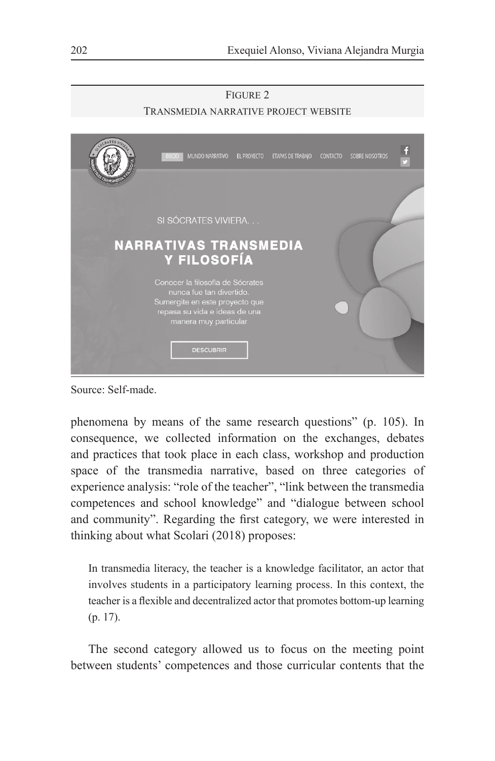Figure 2
Transmedia narrative project website

Source: Self-made.

phenomena by means of the same research questions" (p. 105). In consequence, we collected information on the exchanges, debates and practices that took place in each class, workshop and production space of the transmedia narrative, based on three categories of experience analysis: "role of the teacher", "link between the transmedia competences and school knowledge" and "dialogue between school and community". Regarding the first category, we were interested in thinking about what Scolari (2018) proposes:

> In transmedia literacy, the teacher is a knowledge facilitator, an actor that involves students in a participatory learning process. In this context, the teacher is a flexible and decentralized actor that promotes bottom-up learning (p. 17).

The second category allowed us to focus on the meeting point between students' competences and those curricular contents that the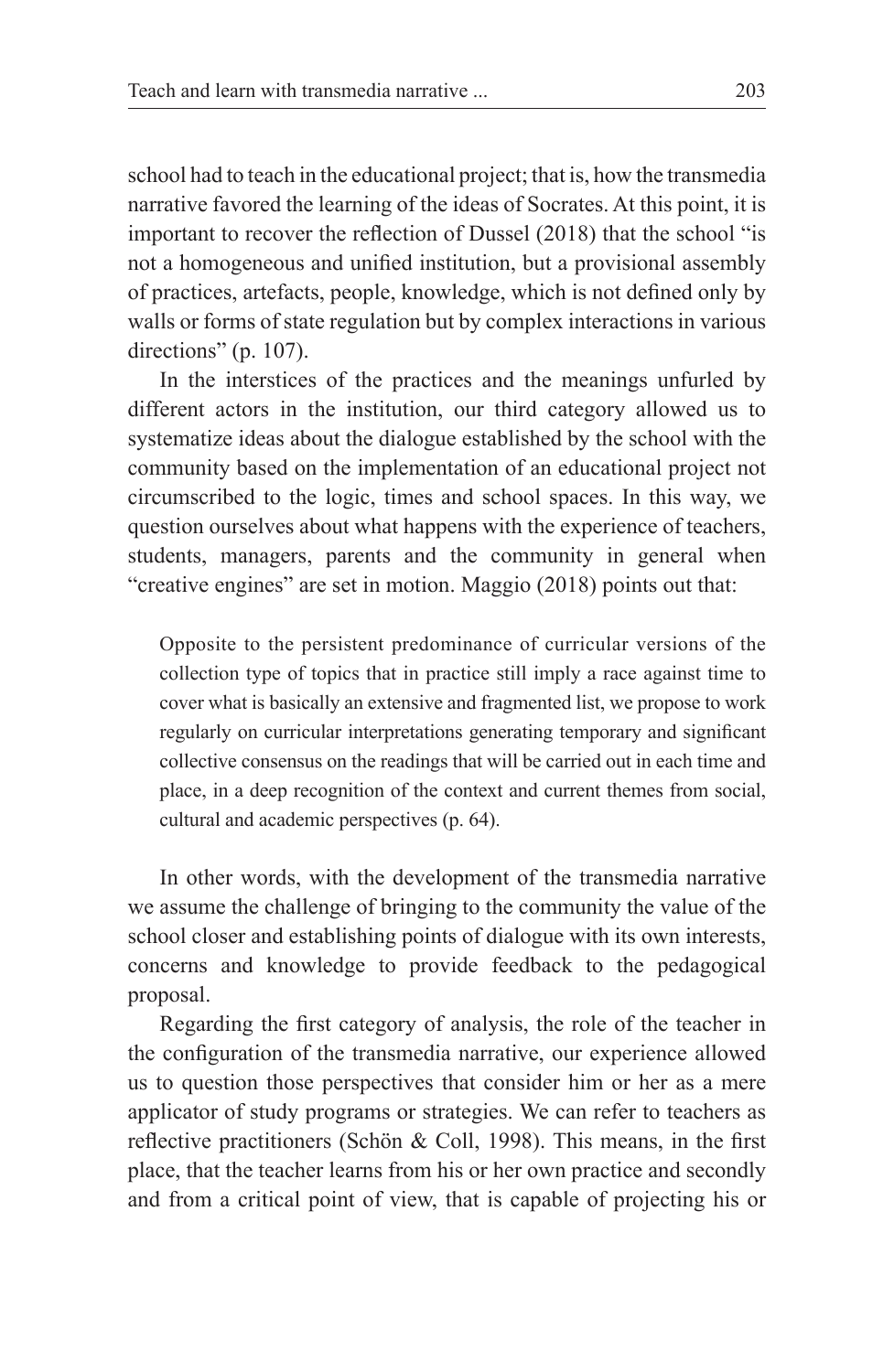school had to teach in the educational project; that is, how the transmedia narrative favored the learning of the ideas of Socrates. At this point, it is important to recover the reflection of Dussel (2018) that the school "is not a homogeneous and unified institution, but a provisional assembly of practices, artefacts, people, knowledge, which is not defined only by walls or forms of state regulation but by complex interactions in various directions" (p. 107).

In the interstices of the practices and the meanings unfurled by different actors in the institution, our third category allowed us to systematize ideas about the dialogue established by the school with the community based on the implementation of an educational project not circumscribed to the logic, times and school spaces. In this way, we question ourselves about what happens with the experience of teachers, students, managers, parents and the community in general when "creative engines" are set in motion. Maggio (2018) points out that:

> Opposite to the persistent predominance of curricular versions of the collection type of topics that in practice still imply a race against time to cover what is basically an extensive and fragmented list, we propose to work regularly on curricular interpretations generating temporary and significant collective consensus on the readings that will be carried out in each time and place, in a deep recognition of the context and current themes from social, cultural and academic perspectives (p. 64).

In other words, with the development of the transmedia narrative we assume the challenge of bringing to the community the value of the school closer and establishing points of dialogue with its own interests, concerns and knowledge to provide feedback to the pedagogical proposal.

Regarding the first category of analysis, the role of the teacher in the configuration of the transmedia narrative, our experience allowed us to question those perspectives that consider him or her as a mere applicator of study programs or strategies. We can refer to teachers as reflective practitioners (Schön & Coll, 1998). This means, in the first place, that the teacher learns from his or her own practice and secondly and from a critical point of view, that is capable of projecting his or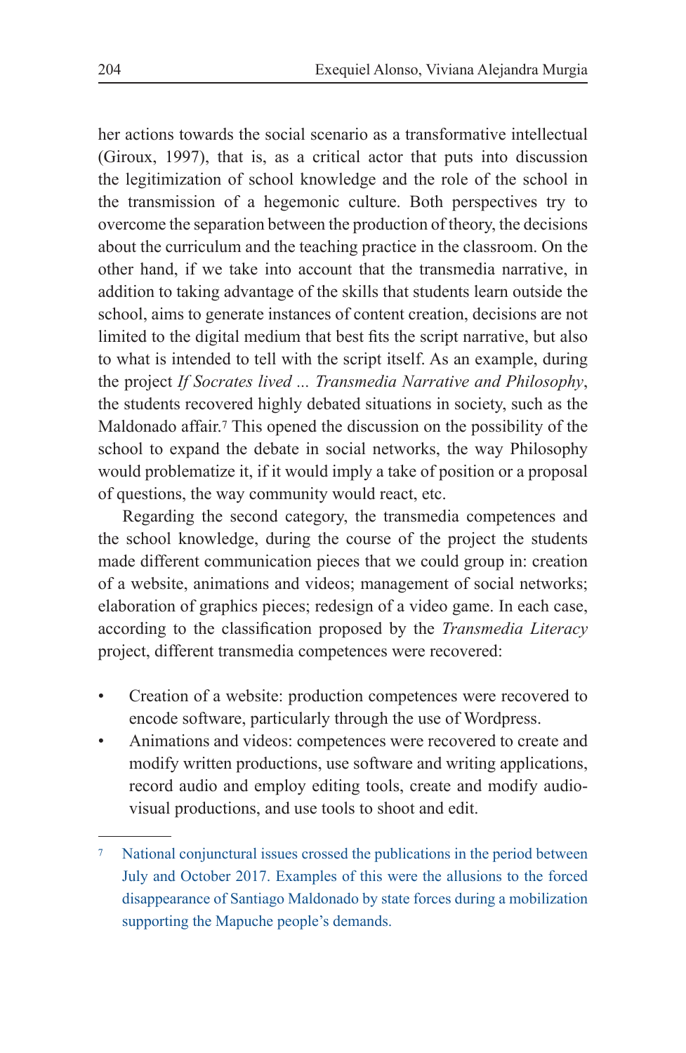her actions towards the social scenario as a transformative intellectual (Giroux, 1997), that is, as a critical actor that puts into discussion the legitimization of school knowledge and the role of the school in the transmission of a hegemonic culture. Both perspectives try to overcome the separation between the production of theory, the decisions about the curriculum and the teaching practice in the classroom. On the other hand, if we take into account that the transmedia narrative, in addition to taking advantage of the skills that students learn outside the school, aims to generate instances of content creation, decisions are not limited to the digital medium that best fits the script narrative, but also to what is intended to tell with the script itself. As an example, during the project *If Socrates lived ... Transmedia Narrative and Philosophy*, the students recovered highly debated situations in society, such as the Maldonado affair.[7] This opened the discussion on the possibility of the school to expand the debate in social networks, the way Philosophy would problematize it, if it would imply a take of position or a proposal of questions, the way community would react, etc.

Regarding the second category, the transmedia competences and the school knowledge, during the course of the project the students made different communication pieces that we could group in: creation of a website, animations and videos; management of social networks; elaboration of graphics pieces; redesign of a video game. In each case, according to the classification proposed by the *Transmedia Literacy* project, different transmedia competences were recovered:

- Creation of a website: production competences were recovered to encode software, particularly through the use of Wordpress.
- Animations and videos: competences were recovered to create and modify written productions, use software and writing applications, record audio and employ editing tools, create and modify audio-visual productions, and use tools to shoot and edit.

[7] National conjunctural issues crossed the publications in the period between July and October 2017. Examples of this were the allusions to the forced disappearance of Santiago Maldonado by state forces during a mobilization supporting the Mapuche people's demands.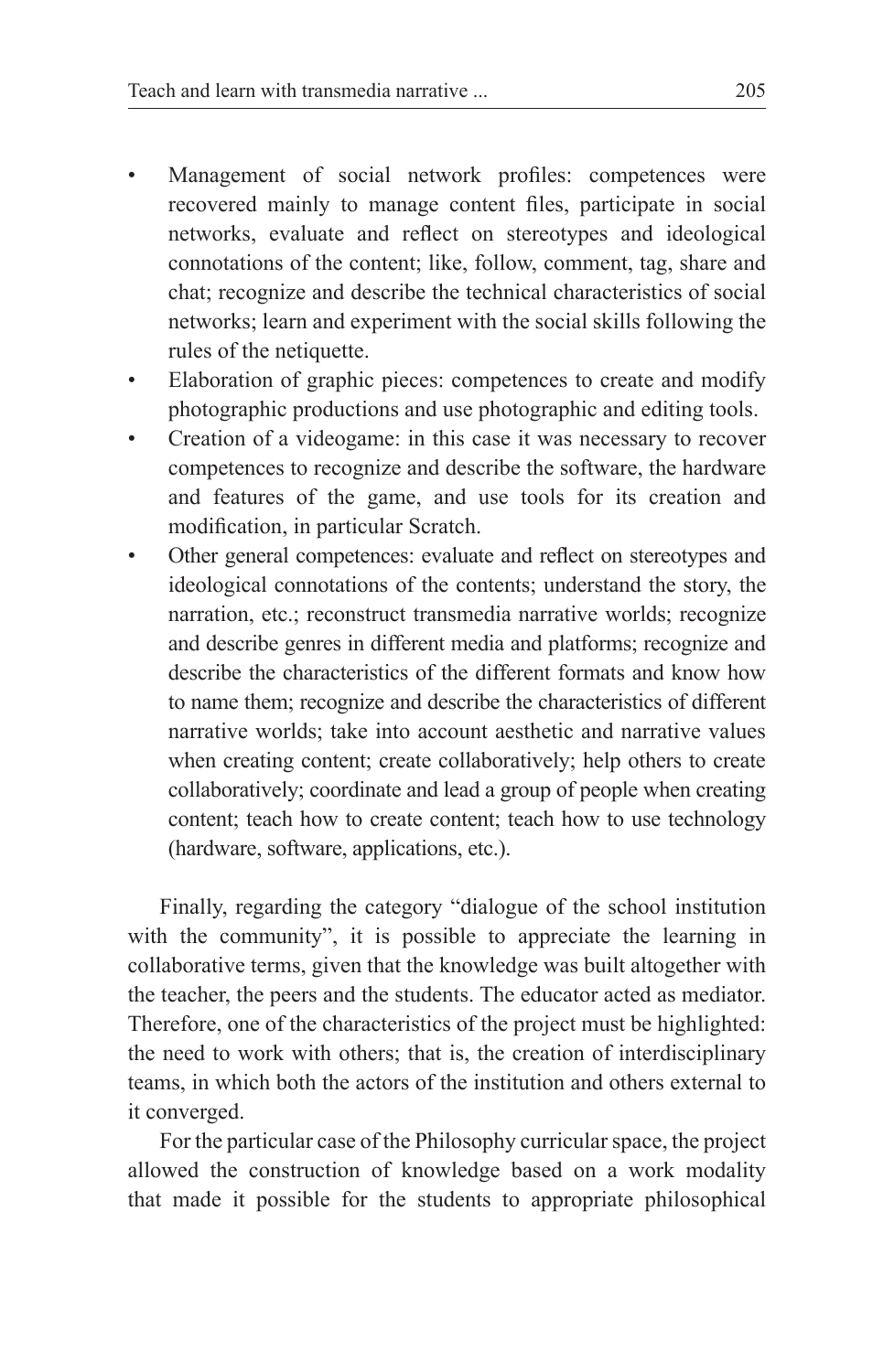- Management of social network profiles: competences were recovered mainly to manage content files, participate in social networks, evaluate and reflect on stereotypes and ideological connotations of the content; like, follow, comment, tag, share and chat; recognize and describe the technical characteristics of social networks; learn and experiment with the social skills following the rules of the netiquette.
- Elaboration of graphic pieces: competences to create and modify photographic productions and use photographic and editing tools.
- Creation of a videogame: in this case it was necessary to recover competences to recognize and describe the software, the hardware and features of the game, and use tools for its creation and modification, in particular Scratch.
- Other general competences: evaluate and reflect on stereotypes and ideological connotations of the contents; understand the story, the narration, etc.; reconstruct transmedia narrative worlds; recognize and describe genres in different media and platforms; recognize and describe the characteristics of the different formats and know how to name them; recognize and describe the characteristics of different narrative worlds; take into account aesthetic and narrative values when creating content; create collaboratively; help others to create collaboratively; coordinate and lead a group of people when creating content; teach how to create content; teach how to use technology (hardware, software, applications, etc.).

Finally, regarding the category "dialogue of the school institution with the community", it is possible to appreciate the learning in collaborative terms, given that the knowledge was built altogether with the teacher, the peers and the students. The educator acted as mediator. Therefore, one of the characteristics of the project must be highlighted: the need to work with others; that is, the creation of interdisciplinary teams, in which both the actors of the institution and others external to it converged.

For the particular case of the Philosophy curricular space, the project allowed the construction of knowledge based on a work modality that made it possible for the students to appropriate philosophical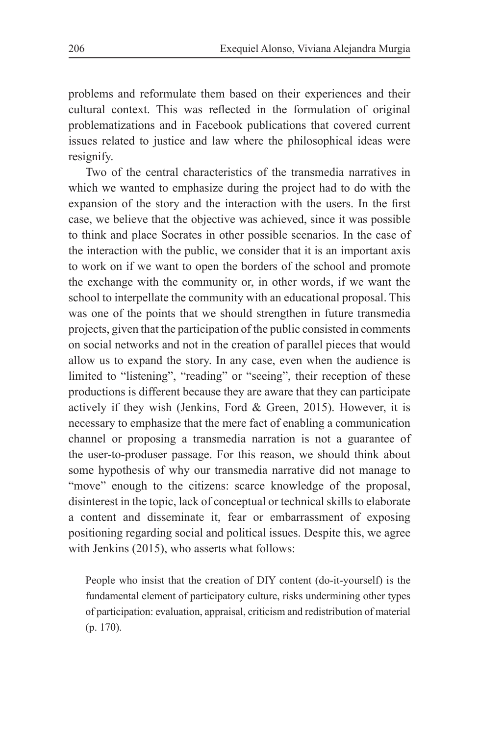problems and reformulate them based on their experiences and their cultural context. This was reflected in the formulation of original problematizations and in Facebook publications that covered current issues related to justice and law where the philosophical ideas were resignify.

Two of the central characteristics of the transmedia narratives in which we wanted to emphasize during the project had to do with the expansion of the story and the interaction with the users. In the first case, we believe that the objective was achieved, since it was possible to think and place Socrates in other possible scenarios. In the case of the interaction with the public, we consider that it is an important axis to work on if we want to open the borders of the school and promote the exchange with the community or, in other words, if we want the school to interpellate the community with an educational proposal. This was one of the points that we should strengthen in future transmedia projects, given that the participation of the public consisted in comments on social networks and not in the creation of parallel pieces that would allow us to expand the story. In any case, even when the audience is limited to "listening", "reading" or "seeing", their reception of these productions is different because they are aware that they can participate actively if they wish (Jenkins, Ford & Green, 2015). However, it is necessary to emphasize that the mere fact of enabling a communication channel or proposing a transmedia narration is not a guarantee of the user-to-produser passage. For this reason, we should think about some hypothesis of why our transmedia narrative did not manage to "move" enough to the citizens: scarce knowledge of the proposal, disinterest in the topic, lack of conceptual or technical skills to elaborate a content and disseminate it, fear or embarrassment of exposing positioning regarding social and political issues. Despite this, we agree with Jenkins (2015), who asserts what follows:

> People who insist that the creation of DIY content (do-it-yourself) is the fundamental element of participatory culture, risks undermining other types of participation: evaluation, appraisal, criticism and redistribution of material (p. 170).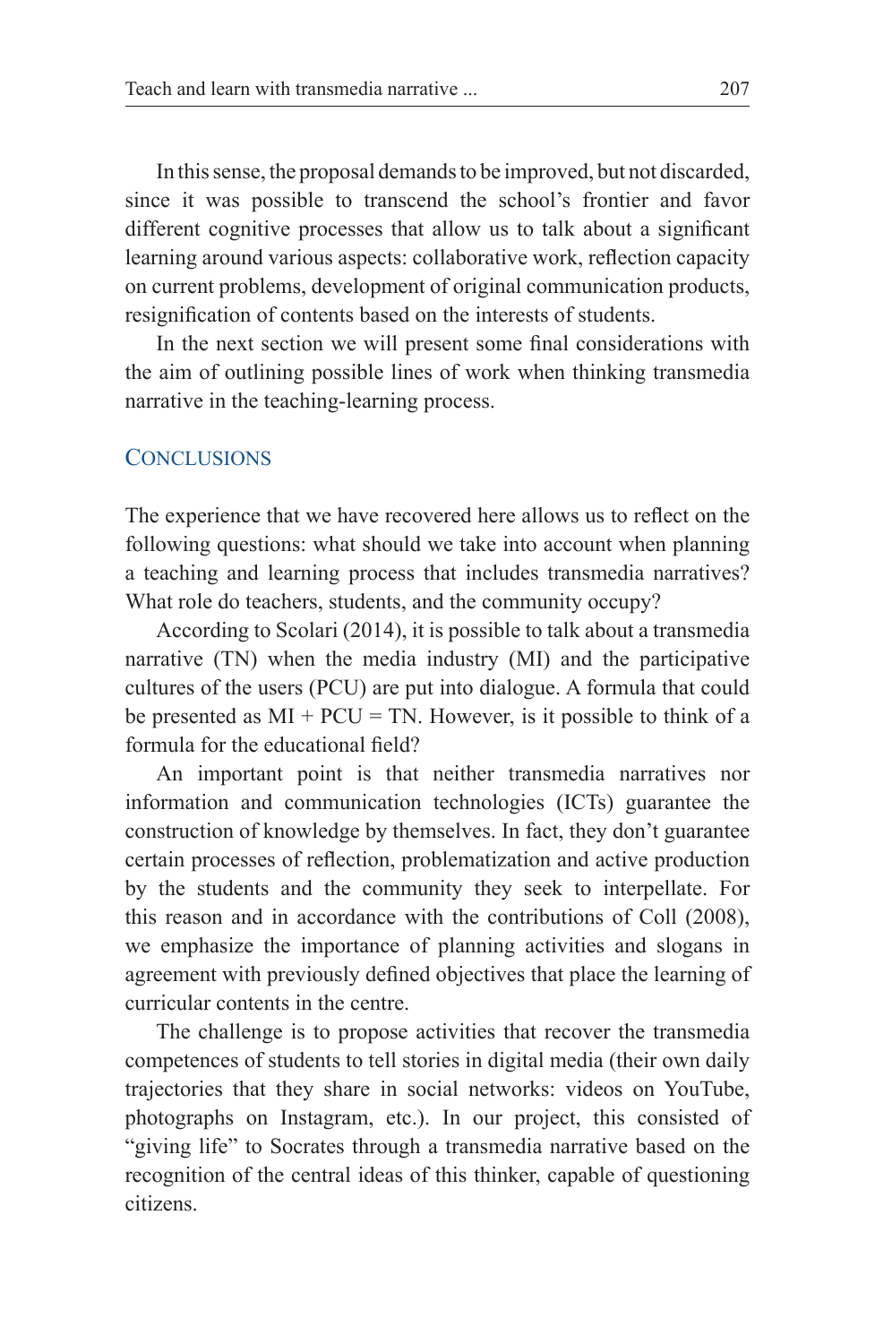In this sense, the proposal demands to be improved, but not discarded, since it was possible to transcend the school's frontier and favor different cognitive processes that allow us to talk about a significant learning around various aspects: collaborative work, reflection capacity on current problems, development of original communication products, resignification of contents based on the interests of students.

In the next section we will present some final considerations with the aim of outlining possible lines of work when thinking transmedia narrative in the teaching-learning process.

## Conclusions

The experience that we have recovered here allows us to reflect on the following questions: what should we take into account when planning a teaching and learning process that includes transmedia narratives? What role do teachers, students, and the community occupy?

According to Scolari (2014), it is possible to talk about a transmedia narrative (TN) when the media industry (MI) and the participative cultures of the users (PCU) are put into dialogue. A formula that could be presented as MI + PCU = TN. However, is it possible to think of a formula for the educational field?

An important point is that neither transmedia narratives nor information and communication technologies (ICTs) guarantee the construction of knowledge by themselves. In fact, they don't guarantee certain processes of reflection, problematization and active production by the students and the community they seek to interpellate. For this reason and in accordance with the contributions of Coll (2008), we emphasize the importance of planning activities and slogans in agreement with previously defined objectives that place the learning of curricular contents in the centre.

The challenge is to propose activities that recover the transmedia competences of students to tell stories in digital media (their own daily trajectories that they share in social networks: videos on YouTube, photographs on Instagram, etc.). In our project, this consisted of "giving life" to Socrates through a transmedia narrative based on the recognition of the central ideas of this thinker, capable of questioning citizens.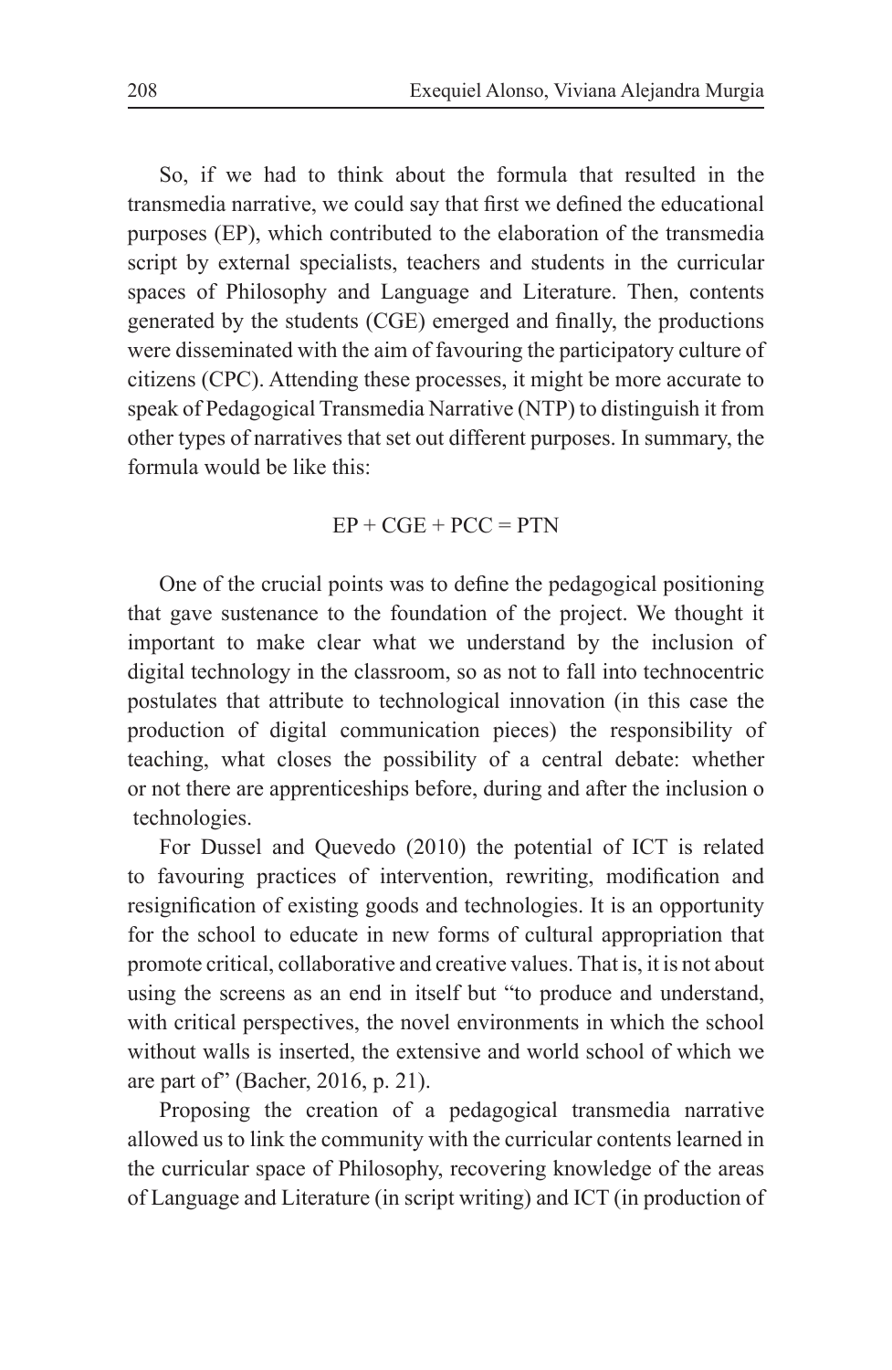So, if we had to think about the formula that resulted in the transmedia narrative, we could say that first we defined the educational purposes (EP), which contributed to the elaboration of the transmedia script by external specialists, teachers and students in the curricular spaces of Philosophy and Language and Literature. Then, contents generated by the students (CGE) emerged and finally, the productions were disseminated with the aim of favouring the participatory culture of citizens (CPC). Attending these processes, it might be more accurate to speak of Pedagogical Transmedia Narrative (NTP) to distinguish it from other types of narratives that set out different purposes. In summary, the formula would be like this:

$$EP + CGE + PCC = PTN$$

One of the crucial points was to define the pedagogical positioning that gave sustenance to the foundation of the project. We thought it important to make clear what we understand by the inclusion of digital technology in the classroom, so as not to fall into technocentric postulates that attribute to technological innovation (in this case the production of digital communication pieces) the responsibility of teaching, what closes the possibility of a central debate: whether or not there are apprenticeships before, during and after the inclusion o technologies.

For Dussel and Quevedo (2010) the potential of ICT is related to favouring practices of intervention, rewriting, modification and resignification of existing goods and technologies. It is an opportunity for the school to educate in new forms of cultural appropriation that promote critical, collaborative and creative values. That is, it is not about using the screens as an end in itself but "to produce and understand, with critical perspectives, the novel environments in which the school without walls is inserted, the extensive and world school of which we are part of" (Bacher, 2016, p. 21).

Proposing the creation of a pedagogical transmedia narrative allowed us to link the community with the curricular contents learned in the curricular space of Philosophy, recovering knowledge of the areas of Language and Literature (in script writing) and ICT (in production of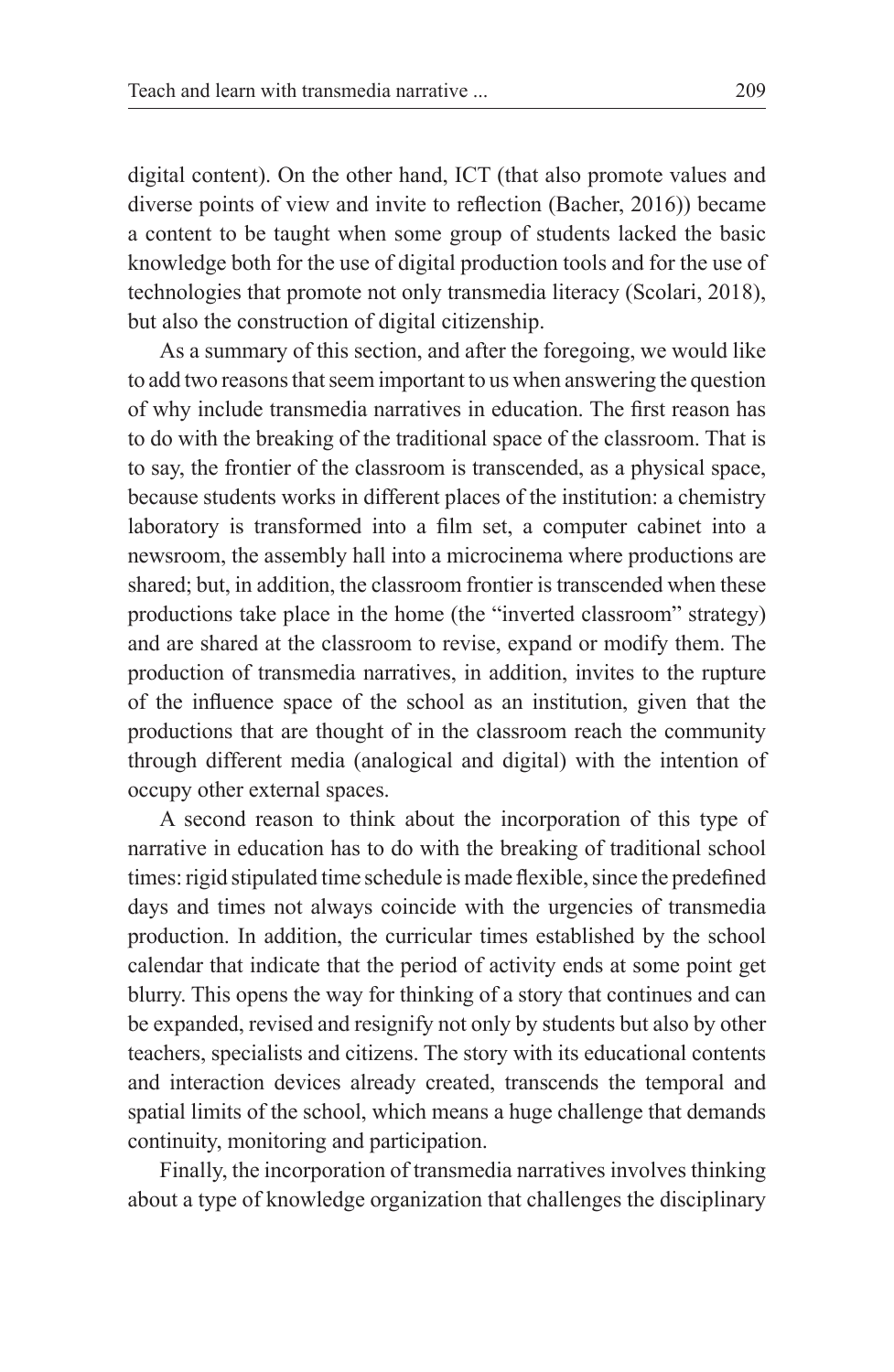digital content). On the other hand, ICT (that also promote values and diverse points of view and invite to reflection (Bacher, 2016)) became a content to be taught when some group of students lacked the basic knowledge both for the use of digital production tools and for the use of technologies that promote not only transmedia literacy (Scolari, 2018), but also the construction of digital citizenship.

As a summary of this section, and after the foregoing, we would like to add two reasons that seem important to us when answering the question of why include transmedia narratives in education. The first reason has to do with the breaking of the traditional space of the classroom. That is to say, the frontier of the classroom is transcended, as a physical space, because students works in different places of the institution: a chemistry laboratory is transformed into a film set, a computer cabinet into a newsroom, the assembly hall into a microcinema where productions are shared; but, in addition, the classroom frontier is transcended when these productions take place in the home (the "inverted classroom" strategy) and are shared at the classroom to revise, expand or modify them. The production of transmedia narratives, in addition, invites to the rupture of the influence space of the school as an institution, given that the productions that are thought of in the classroom reach the community through different media (analogical and digital) with the intention of occupy other external spaces.

A second reason to think about the incorporation of this type of narrative in education has to do with the breaking of traditional school times: rigid stipulated time schedule is made flexible, since the predefined days and times not always coincide with the urgencies of transmedia production. In addition, the curricular times established by the school calendar that indicate that the period of activity ends at some point get blurry. This opens the way for thinking of a story that continues and can be expanded, revised and resignify not only by students but also by other teachers, specialists and citizens. The story with its educational contents and interaction devices already created, transcends the temporal and spatial limits of the school, which means a huge challenge that demands continuity, monitoring and participation.

Finally, the incorporation of transmedia narratives involves thinking about a type of knowledge organization that challenges the disciplinary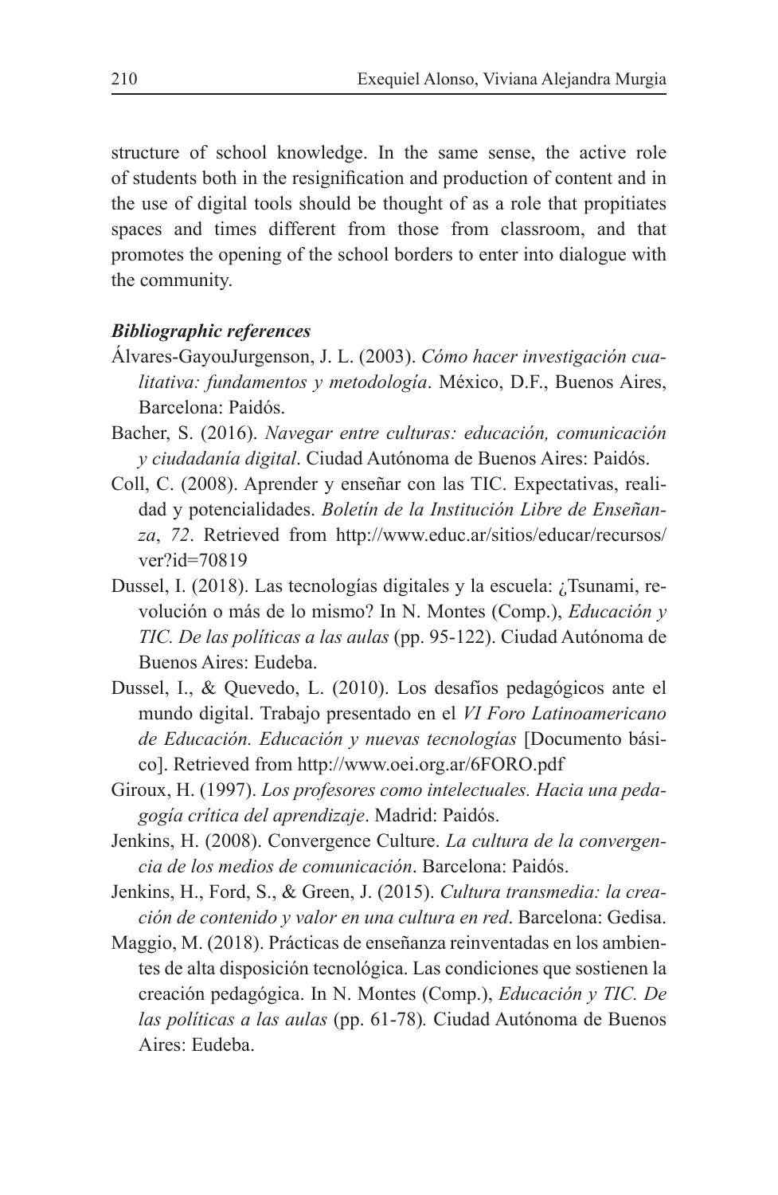structure of school knowledge. In the same sense, the active role of students both in the resignification and production of content and in the use of digital tools should be thought of as a role that propitiates spaces and times different from those from classroom, and that promotes the opening of the school borders to enter into dialogue with the community.

***Bibliographic references***

Álvares-GayouJurgenson, J. L. (2003). *Cómo hacer investigación cualitativa: fundamentos y metodología*. México, D.F., Buenos Aires, Barcelona: Paidós.

Bacher, S. (2016). *Navegar entre culturas: educación, comunicación y ciudadanía digital*. Ciudad Autónoma de Buenos Aires: Paidós.

Coll, C. (2008). Aprender y enseñar con las TIC. Expectativas, realidad y potencialidades. *Boletín de la Institución Libre de Enseñanza*, *72*. Retrieved from http://www.educ.ar/sitios/educar/recursos/ver?id=70819

Dussel, I. (2018). Las tecnologías digitales y la escuela: ¿Tsunami, revolución o más de lo mismo? In N. Montes (Comp.), *Educación y TIC. De las políticas a las aulas* (pp. 95-122). Ciudad Autónoma de Buenos Aires: Eudeba.

Dussel, I., & Quevedo, L. (2010). Los desafíos pedagógicos ante el mundo digital. Trabajo presentado en el *VI Foro Latinoamericano de Educación. Educación y nuevas tecnologías* [Documento básico]. Retrieved from http://www.oei.org.ar/6FORO.pdf

Giroux, H. (1997). *Los profesores como intelectuales. Hacia una pedagogía crítica del aprendizaje*. Madrid: Paidós.

Jenkins, H. (2008). Convergence Culture. *La cultura de la convergencia de los medios de comunicación*. Barcelona: Paidós.

Jenkins, H., Ford, S., & Green, J. (2015). *Cultura transmedia: la creación de contenido y valor en una cultura en red*. Barcelona: Gedisa.

Maggio, M. (2018). Prácticas de enseñanza reinventadas en los ambientes de alta disposición tecnológica. Las condiciones que sostienen la creación pedagógica. In N. Montes (Comp.), *Educación y TIC. De las políticas a las aulas* (pp. 61-78)*.* Ciudad Autónoma de Buenos Aires: Eudeba.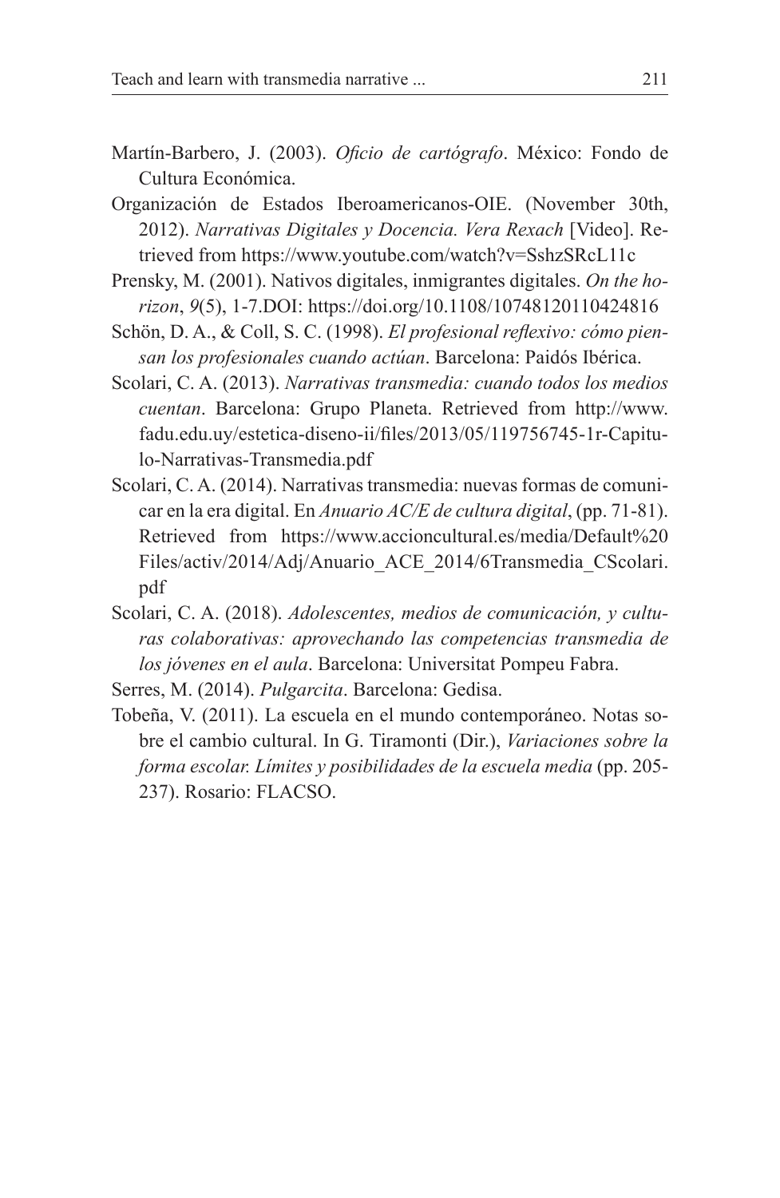Martín-Barbero, J. (2003). *Oficio de cartógrafo*. México: Fondo de Cultura Económica.

Organización de Estados Iberoamericanos-OIE. (November 30th, 2012). *Narrativas Digitales y Docencia. Vera Rexach* [Video]. Retrieved from https://www.youtube.com/watch?v=SshzSRcL11c

Prensky, M. (2001). Nativos digitales, inmigrantes digitales. *On the horizon*, *9*(5), 1-7.DOI: https://doi.org/10.1108/10748120110424816

Schön, D. A., & Coll, S. C. (1998). *El profesional reflexivo: cómo piensan los profesionales cuando actúan*. Barcelona: Paidós Ibérica.

Scolari, C. A. (2013). *Narrativas transmedia: cuando todos los medios cuentan*. Barcelona: Grupo Planeta. Retrieved from http://www.fadu.edu.uy/estetica-diseno-ii/files/2013/05/119756745-1r-Capitulo-Narrativas-Transmedia.pdf

Scolari, C. A. (2014). Narrativas transmedia: nuevas formas de comunicar en la era digital. En *Anuario AC/E de cultura digital*, (pp. 71-81). Retrieved from https://www.accioncultural.es/media/Default%20Files/activ/2014/Adj/Anuario_ACE_2014/6Transmedia_CScolari.pdf

Scolari, C. A. (2018). *Adolescentes, medios de comunicación, y culturas colaborativas: aprovechando las competencias transmedia de los jóvenes en el aula*. Barcelona: Universitat Pompeu Fabra.

Serres, M. (2014). *Pulgarcita*. Barcelona: Gedisa.

Tobeña, V. (2011). La escuela en el mundo contemporáneo. Notas sobre el cambio cultural. In G. Tiramonti (Dir.), *Variaciones sobre la forma escolar. Límites y posibilidades de la escuela media* (pp. 205-237). Rosario: FLACSO.